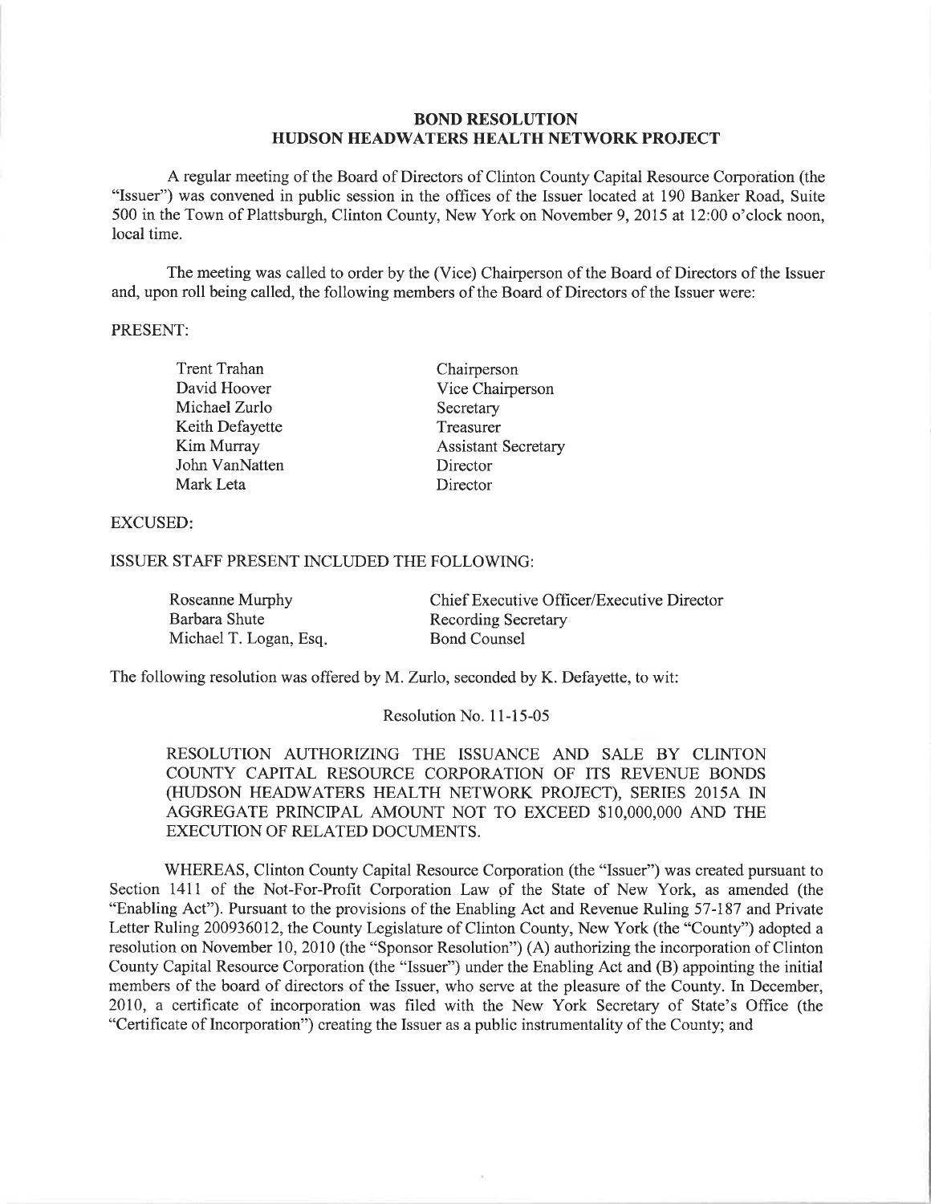# BOND RESOLUTION
# HUDSON HEADWATERS HEALTH NETWORK PROJECT

A regular meeting of the Board of Directors of Clinton County Capital Resource Corporation (the "Issuer") was convened in public session in the offices of the Issuer located at 190 Banker Road, Suite 500 in the Town of Plattsburgh, Clinton County, New York on November 9, 2015 at 12:00 o'clock noon, local time.

The meeting was called to order by the (Vice) Chairperson of the Board of Directors of the Issuer and, upon roll being called, the following members of the Board of Directors of the Issuer were:

PRESENT:

| | |
|---|---|
| Trent Trahan | Chairperson |
| David Hoover | Vice Chairperson |
| Michael Zurlo | Secretary |
| Keith Defayette | Treasurer |
| Kim Murray | Assistant Secretary |
| John VanNatten | Director |
| Mark Leta | Director |

EXCUSED:

ISSUER STAFF PRESENT INCLUDED THE FOLLOWING:

| | |
|---|---|
| Roseanne Murphy | Chief Executive Officer/Executive Director |
| Barbara Shute | Recording Secretary |
| Michael T. Logan, Esq. | Bond Counsel |

The following resolution was offered by M. Zurlo, seconded by K. Defayette, to wit:

Resolution No. 11-15-05

RESOLUTION AUTHORIZING THE ISSUANCE AND SALE BY CLINTON COUNTY CAPITAL RESOURCE CORPORATION OF ITS REVENUE BONDS (HUDSON HEADWATERS HEALTH NETWORK PROJECT), SERIES 2015A IN AGGREGATE PRINCIPAL AMOUNT NOT TO EXCEED $10,000,000 AND THE EXECUTION OF RELATED DOCUMENTS.

WHEREAS, Clinton County Capital Resource Corporation (the "Issuer") was created pursuant to Section 1411 of the Not-For-Profit Corporation Law of the State of New York, as amended (the "Enabling Act"). Pursuant to the provisions of the Enabling Act and Revenue Ruling 57-187 and Private Letter Ruling 200936012, the County Legislature of Clinton County, New York (the "County") adopted a resolution on November 10, 2010 (the "Sponsor Resolution") (A) authorizing the incorporation of Clinton County Capital Resource Corporation (the "Issuer") under the Enabling Act and (B) appointing the initial members of the board of directors of the Issuer, who serve at the pleasure of the County. In December, 2010, a certificate of incorporation was filed with the New York Secretary of State's Office (the "Certificate of Incorporation") creating the Issuer as a public instrumentality of the County; and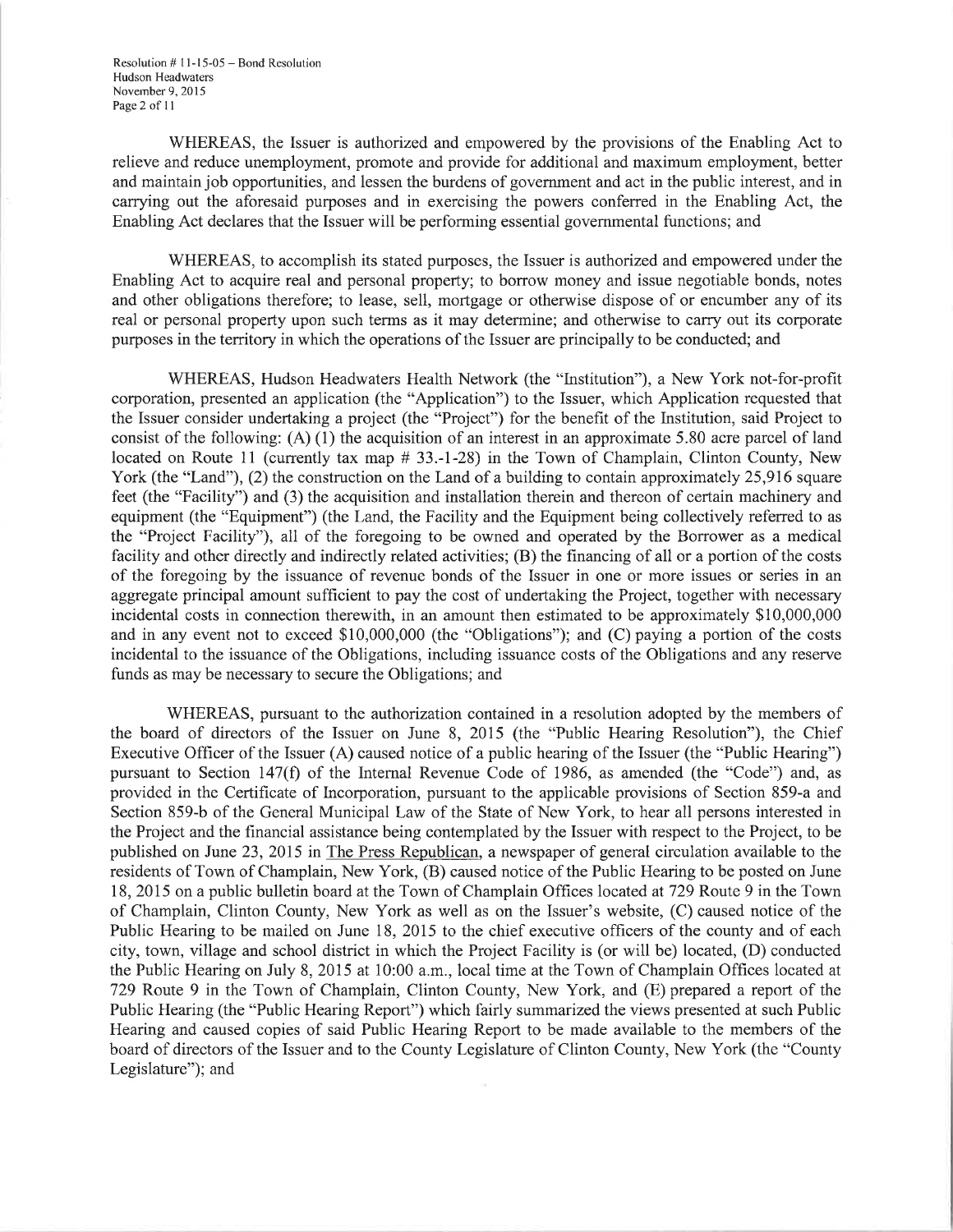WHEREAS, the Issuer is authorized and empowered by the provisions of the Enabling Act to relieve and reduce unemployment, promote and provide for additional and maximum employment, better and maintain job opportunities, and lessen the burdens of government and act in the public interest, and in carrying out the aforesaid purposes and in exercising the powers conferred in the Enabling Act, the Enabling Act declares that the Issuer will be performing essential governmental functions; and

WHEREAS, to accomplish its stated purposes, the Issuer is authorized and empowered under the Enabling Act to acquire real and personal property; to borrow money and issue negotiable bonds, notes and other obligations therefore; to lease, sell, mortgage or otherwise dispose of or encumber any of its real or personal property upon such terms as it may determine; and otherwise to carry out its corporate purposes in the territory in which the operations of the Issuer are principally to be conducted; and

WHEREAS, Hudson Headwaters Health Network (the "Institution"), a New York not-for-profit corporation, presented an application (the "Application") to the Issuer, which Application requested that the Issuer consider undertaking a project (the "Project") for the benefit of the Institution, said Project to consist of the following: (A) (1) the acquisition of an interest in an approximate 5.80 acre parcel of land located on Route 11 (currently tax map # 33.-1-28) in the Town of Champlain, Clinton County, New York (the "Land"), (2) the construction on the Land of a building to contain approximately 25,916 square feet (the "Facility") and (3) the acquisition and installation therein and thereon of certain machinery and equipment (the "Equipment") (the Land, the Facility and the Equipment being collectively referred to as the "Project Facility"), all of the foregoing to be owned and operated by the Borrower as a medical facility and other directly and indirectly related activities; (B) the financing of all or a portion of the costs of the foregoing by the issuance of revenue bonds of the Issuer in one or more issues or series in an aggregate principal amount sufficient to pay the cost of undertaking the Project, together with necessary incidental costs in connection therewith, in an amount then estimated to be approximately $10,000,000 and in any event not to exceed $10,000,000 (the "Obligations"); and (C) paying a portion of the costs incidental to the issuance of the Obligations, including issuance costs of the Obligations and any reserve funds as may be necessary to secure the Obligations; and

WHEREAS, pursuant to the authorization contained in a resolution adopted by the members of the board of directors of the Issuer on June 8, 2015 (the "Public Hearing Resolution"), the Chief Executive Officer of the Issuer (A) caused notice of a public hearing of the Issuer (the "Public Hearing") pursuant to Section 147(f) of the Internal Revenue Code of 1986, as amended (the "Code") and, as provided in the Certificate of Incorporation, pursuant to the applicable provisions of Section 859-a and Section 859-b of the General Municipal Law of the State of New York, to hear all persons interested in the Project and the financial assistance being contemplated by the Issuer with respect to the Project, to be published on June 23, 2015 in The Press Republican, a newspaper of general circulation available to the residents of Town of Champlain, New York, (B) caused notice of the Public Hearing to be posted on June 18, 2015 on a public bulletin board at the Town of Champlain Offices located at 729 Route 9 in the Town of Champlain, Clinton County, New York as well as on the Issuer's website, (C) caused notice of the Public Hearing to be mailed on June 18, 2015 to the chief executive officers of the county and of each city, town, village and school district in which the Project Facility is (or will be) located, (D) conducted the Public Hearing on July 8, 2015 at 10:00 a.m., local time at the Town of Champlain Offices located at 729 Route 9 in the Town of Champlain, Clinton County, New York, and (E) prepared a report of the Public Hearing (the "Public Hearing Report") which fairly summarized the views presented at such Public Hearing and caused copies of said Public Hearing Report to be made available to the members of the board of directors of the Issuer and to the County Legislature of Clinton County, New York (the "County Legislature"); and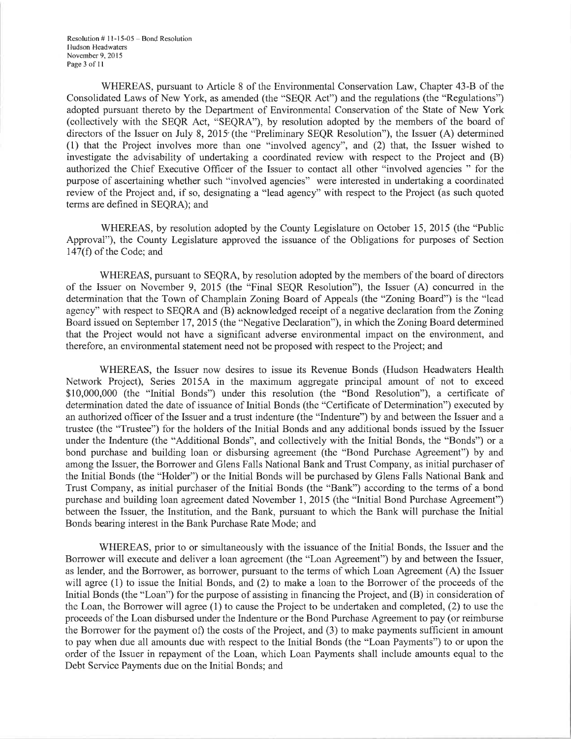WHEREAS, pursuant to Article 8 of the Environmental Conservation Law, Chapter 43-B of the Consolidated Laws of New York, as amended (the "SEQR Act") and the regulations (the "Regulations") adopted pursuant thereto by the Department of Environmental Conservation of the State of New York (collectively with the SEQR Act, "SEQRA"), by resolution adopted by the members of the board of directors of the Issuer on July 8, 2015 (the "Preliminary SEQR Resolution"), the Issuer (A) determined (1) that the Project involves more than one "involved agency", and (2) that, the Issuer wished to investigate the advisability of undertaking a coordinated review with respect to the Project and (B) authorized the Chief Executive Officer of the Issuer to contact all other "involved agencies " for the purpose of ascertaining whether such "involved agencies" were interested in undertaking a coordinated review of the Project and, if so, designating a "lead agency" with respect to the Project (as such quoted terms are defined in SEQRA); and

WHEREAS, by resolution adopted by the County Legislature on October 15, 2015 (the "Public Approval"), the County Legislature approved the issuance of the Obligations for purposes of Section 147(f) of the Code; and

WHEREAS, pursuant to SEQRA, by resolution adopted by the members of the board of directors of the Issuer on November 9, 2015 (the "Final SEQR Resolution"), the Issuer (A) concurred in the determination that the Town of Champlain Zoning Board of Appeals (the "Zoning Board") is the "lead agency" with respect to SEQRA and (B) acknowledged receipt of a negative declaration from the Zoning Board issued on September 17, 2015 (the "Negative Declaration"), in which the Zoning Board determined that the Project would not have a significant adverse environmental impact on the environment, and therefore, an environmental statement need not be proposed with respect to the Project; and

WHEREAS, the Issuer now desires to issue its Revenue Bonds (Hudson Headwaters Health Network Project), Series 2015A in the maximum aggregate principal amount of not to exceed $10,000,000 (the "Initial Bonds") under this resolution (the "Bond Resolution"), a certificate of determination dated the date of issuance of Initial Bonds (the "Certificate of Determination") executed by an authorized officer of the Issuer and a trust indenture (the "Indenture") by and between the Issuer and a trustee (the "Trustee") for the holders of the Initial Bonds and any additional bonds issued by the Issuer under the Indenture (the "Additional Bonds", and collectively with the Initial Bonds, the "Bonds") or a bond purchase and building loan or disbursing agreement (the "Bond Purchase Agreement") by and among the Issuer, the Borrower and Glens Falls National Bank and Trust Company, as initial purchaser of the Initial Bonds (the "Holder") or the Initial Bonds will be purchased by Glens Falls National Bank and Trust Company, as initial purchaser of the Initial Bonds (the "Bank") according to the terms of a bond purchase and building loan agreement dated November 1, 2015 (the "Initial Bond Purchase Agreement") between the Issuer, the Institution, and the Bank, pursuant to which the Bank will purchase the Initial Bonds bearing interest in the Bank Purchase Rate Mode; and

WHEREAS, prior to or simultaneously with the issuance of the Initial Bonds, the Issuer and the Borrower will execute and deliver a loan agreement (the "Loan Agreement") by and between the Issuer, as lender, and the Borrower, as borrower, pursuant to the terms of which Loan Agreement (A) the Issuer will agree (1) to issue the Initial Bonds, and (2) to make a loan to the Borrower of the proceeds of the Initial Bonds (the "Loan") for the purpose of assisting in financing the Project, and (B) in consideration of the Loan, the Borrower will agree (1) to cause the Project to be undertaken and completed, (2) to use the proceeds of the Loan disbursed under the Indenture or the Bond Purchase Agreement to pay (or reimburse the Borrower for the payment of) the costs of the Project, and (3) to make payments sufficient in amount to pay when due all amounts due with respect to the Initial Bonds (the "Loan Payments") to or upon the order of the Issuer in repayment of the Loan, which Loan Payments shall include amounts equal to the Debt Service Payments due on the Initial Bonds; and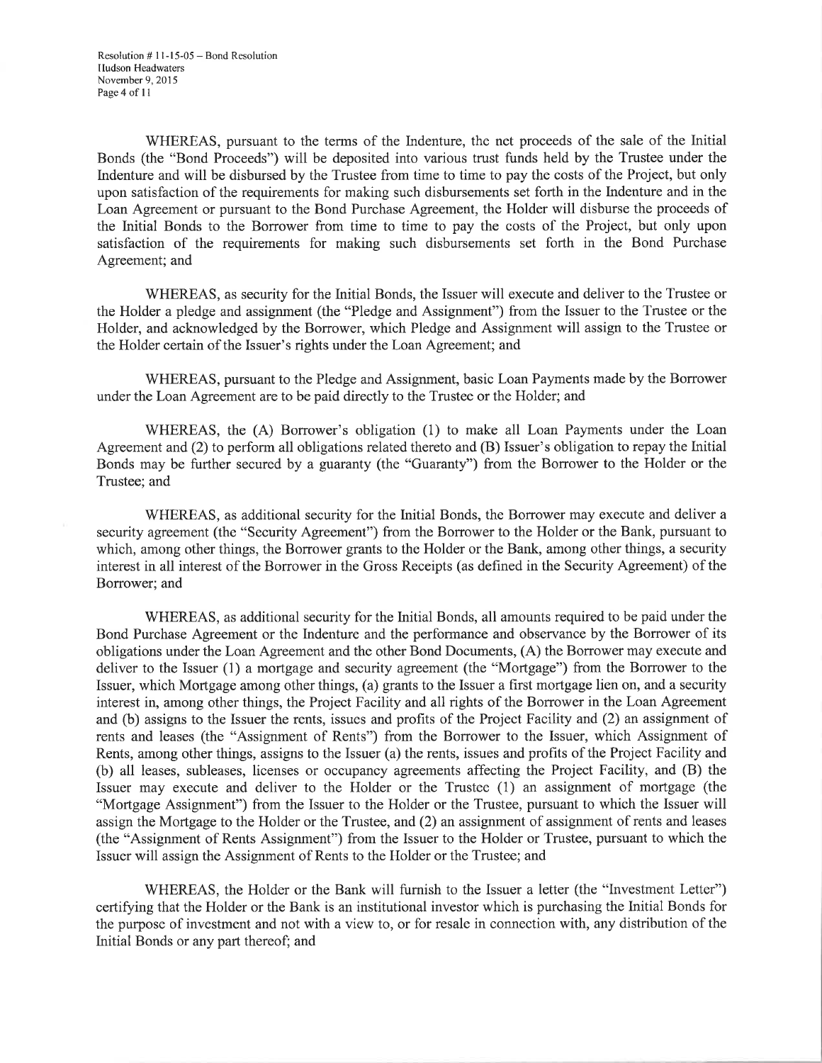WHEREAS, pursuant to the terms of the Indenture, the net proceeds of the sale of the Initial Bonds (the "Bond Proceeds") will be deposited into various trust funds held by the Trustee under the Indenture and will be disbursed by the Trustee from time to time to pay the costs of the Project, but only upon satisfaction of the requirements for making such disbursements set forth in the Indenture and in the Loan Agreement or pursuant to the Bond Purchase Agreement, the Holder will disburse the proceeds of the Initial Bonds to the Borrower from time to time to pay the costs of the Project, but only upon satisfaction of the requirements for making such disbursements set forth in the Bond Purchase Agreement; and

WHEREAS, as security for the Initial Bonds, the Issuer will execute and deliver to the Trustee or the Holder a pledge and assignment (the "Pledge and Assignment") from the Issuer to the Trustee or the Holder, and acknowledged by the Borrower, which Pledge and Assignment will assign to the Trustee or the Holder certain of the Issuer's rights under the Loan Agreement; and

WHEREAS, pursuant to the Pledge and Assignment, basic Loan Payments made by the Borrower under the Loan Agreement are to be paid directly to the Trustee or the Holder; and

WHEREAS, the (A) Borrower's obligation (1) to make all Loan Payments under the Loan Agreement and (2) to perform all obligations related thereto and (B) Issuer's obligation to repay the Initial Bonds may be further secured by a guaranty (the "Guaranty") from the Borrower to the Holder or the Trustee; and

WHEREAS, as additional security for the Initial Bonds, the Borrower may execute and deliver a security agreement (the "Security Agreement") from the Borrower to the Holder or the Bank, pursuant to which, among other things, the Borrower grants to the Holder or the Bank, among other things, a security interest in all interest of the Borrower in the Gross Receipts (as defined in the Security Agreement) of the Borrower; and

WHEREAS, as additional security for the Initial Bonds, all amounts required to be paid under the Bond Purchase Agreement or the Indenture and the performance and observance by the Borrower of its obligations under the Loan Agreement and the other Bond Documents, (A) the Borrower may execute and deliver to the Issuer (1) a mortgage and security agreement (the "Mortgage") from the Borrower to the Issuer, which Mortgage among other things, (a) grants to the Issuer a first mortgage lien on, and a security interest in, among other things, the Project Facility and all rights of the Borrower in the Loan Agreement and (b) assigns to the Issuer the rents, issues and profits of the Project Facility and (2) an assignment of rents and leases (the "Assignment of Rents") from the Borrower to the Issuer, which Assignment of Rents, among other things, assigns to the Issuer (a) the rents, issues and profits of the Project Facility and (b) all leases, subleases, licenses or occupancy agreements affecting the Project Facility, and (B) the Issuer may execute and deliver to the Holder or the Trustee (1) an assignment of mortgage (the "Mortgage Assignment") from the Issuer to the Holder or the Trustee, pursuant to which the Issuer will assign the Mortgage to the Holder or the Trustee, and (2) an assignment of assignment of rents and leases (the "Assignment of Rents Assignment") from the Issuer to the Holder or Trustee, pursuant to which the Issuer will assign the Assignment of Rents to the Holder or the Trustee; and

WHEREAS, the Holder or the Bank will furnish to the Issuer a letter (the "Investment Letter") certifying that the Holder or the Bank is an institutional investor which is purchasing the Initial Bonds for the purpose of investment and not with a view to, or for resale in connection with, any distribution of the Initial Bonds or any part thereof; and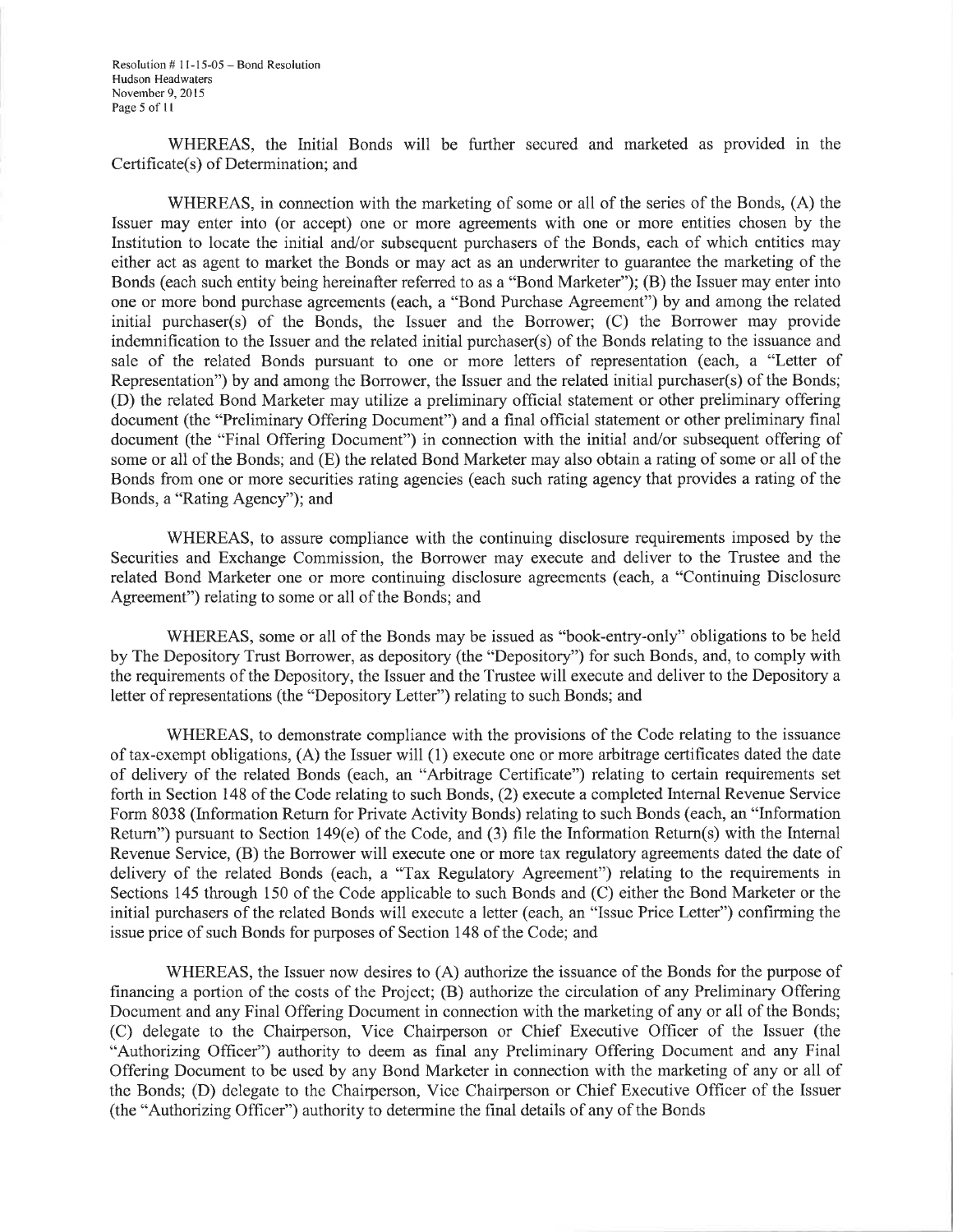WHEREAS, the Initial Bonds will be further secured and marketed as provided in the Certificate(s) of Determination; and

WHEREAS, in connection with the marketing of some or all of the series of the Bonds, (A) the Issuer may enter into (or accept) one or more agreements with one or more entities chosen by the Institution to locate the initial and/or subsequent purchasers of the Bonds, each of which entities may either act as agent to market the Bonds or may act as an underwriter to guarantee the marketing of the Bonds (each such entity being hereinafter referred to as a "Bond Marketer"); (B) the Issuer may enter into one or more bond purchase agreements (each, a "Bond Purchase Agreement") by and among the related initial purchaser(s) of the Bonds, the Issuer and the Borrower; (C) the Borrower may provide indemnification to the Issuer and the related initial purchaser(s) of the Bonds relating to the issuance and sale of the related Bonds pursuant to one or more letters of representation (each, a "Letter of Representation") by and among the Borrower, the Issuer and the related initial purchaser(s) of the Bonds; (D) the related Bond Marketer may utilize a preliminary official statement or other preliminary offering document (the "Preliminary Offering Document") and a final official statement or other preliminary final document (the "Final Offering Document") in connection with the initial and/or subsequent offering of some or all of the Bonds; and (E) the related Bond Marketer may also obtain a rating of some or all of the Bonds from one or more securities rating agencies (each such rating agency that provides a rating of the Bonds, a "Rating Agency"); and

WHEREAS, to assure compliance with the continuing disclosure requirements imposed by the Securities and Exchange Commission, the Borrower may execute and deliver to the Trustee and the related Bond Marketer one or more continuing disclosure agreements (each, a "Continuing Disclosure Agreement") relating to some or all of the Bonds; and

WHEREAS, some or all of the Bonds may be issued as "book-entry-only" obligations to be held by The Depository Trust Borrower, as depository (the "Depository") for such Bonds, and, to comply with the requirements of the Depository, the Issuer and the Trustee will execute and deliver to the Depository a letter of representations (the "Depository Letter") relating to such Bonds; and

WHEREAS, to demonstrate compliance with the provisions of the Code relating to the issuance of tax-exempt obligations, (A) the Issuer will (1) execute one or more arbitrage certificates dated the date of delivery of the related Bonds (each, an "Arbitrage Certificate") relating to certain requirements set forth in Section 148 of the Code relating to such Bonds, (2) execute a completed Internal Revenue Service Form 8038 (Information Return for Private Activity Bonds) relating to such Bonds (each, an "Information Return") pursuant to Section 149(e) of the Code, and (3) file the Information Return(s) with the Internal Revenue Service, (B) the Borrower will execute one or more tax regulatory agreements dated the date of delivery of the related Bonds (each, a "Tax Regulatory Agreement") relating to the requirements in Sections 145 through 150 of the Code applicable to such Bonds and (C) either the Bond Marketer or the initial purchasers of the related Bonds will execute a letter (each, an "Issue Price Letter") confirming the issue price of such Bonds for purposes of Section 148 of the Code; and

WHEREAS, the Issuer now desires to (A) authorize the issuance of the Bonds for the purpose of financing a portion of the costs of the Project; (B) authorize the circulation of any Preliminary Offering Document and any Final Offering Document in connection with the marketing of any or all of the Bonds; (C) delegate to the Chairperson, Vice Chairperson or Chief Executive Officer of the Issuer (the "Authorizing Officer") authority to deem as final any Preliminary Offering Document and any Final Offering Document to be used by any Bond Marketer in connection with the marketing of any or all of the Bonds; (D) delegate to the Chairperson, Vice Chairperson or Chief Executive Officer of the Issuer (the "Authorizing Officer") authority to determine the final details of any of the Bonds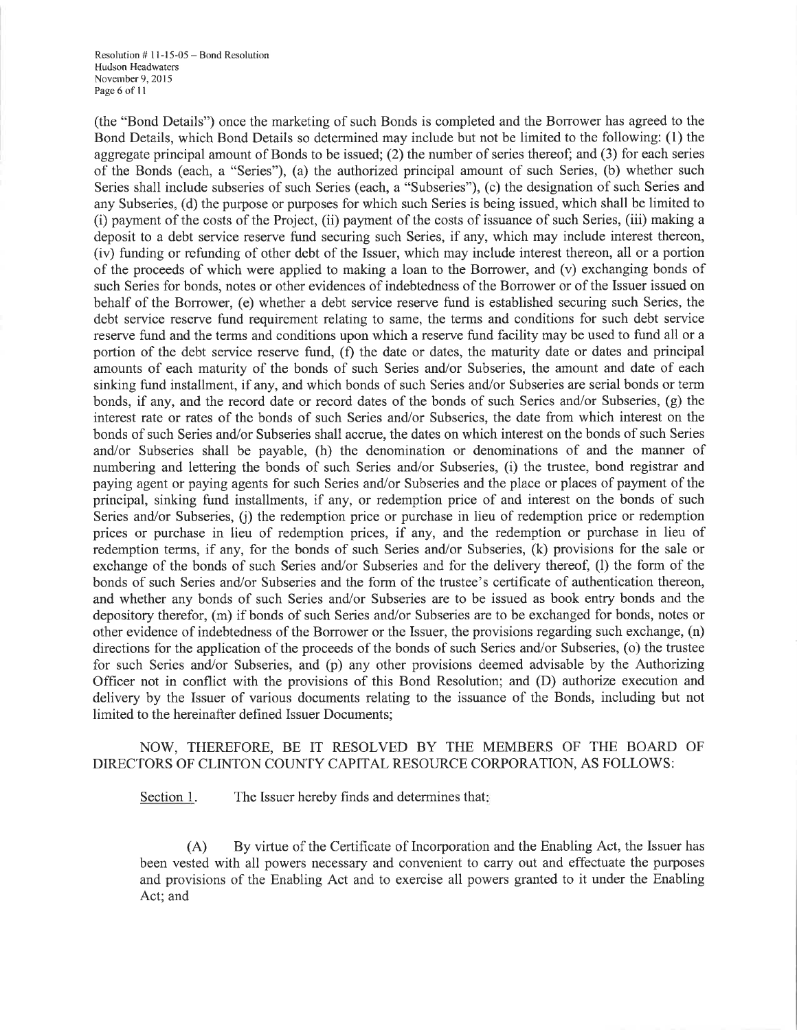(the "Bond Details") once the marketing of such Bonds is completed and the Borrower has agreed to the Bond Details, which Bond Details so determined may include but not be limited to the following: (1) the aggregate principal amount of Bonds to be issued; (2) the number of series thereof; and (3) for each series of the Bonds (each, a "Series"), (a) the authorized principal amount of such Series, (b) whether such Series shall include subseries of such Series (each, a "Subseries"), (c) the designation of such Series and any Subseries, (d) the purpose or purposes for which such Series is being issued, which shall be limited to (i) payment of the costs of the Project, (ii) payment of the costs of issuance of such Series, (iii) making a deposit to a debt service reserve fund securing such Series, if any, which may include interest thereon, (iv) funding or refunding of other debt of the Issuer, which may include interest thereon, all or a portion of the proceeds of which were applied to making a loan to the Borrower, and (v) exchanging bonds of such Series for bonds, notes or other evidences of indebtedness of the Borrower or of the Issuer issued on behalf of the Borrower, (e) whether a debt service reserve fund is established securing such Series, the debt service reserve fund requirement relating to same, the terms and conditions for such debt service reserve fund and the terms and conditions upon which a reserve fund facility may be used to fund all or a portion of the debt service reserve fund, (f) the date or dates, the maturity date or dates and principal amounts of each maturity of the bonds of such Series and/or Subseries, the amount and date of each sinking fund installment, if any, and which bonds of such Series and/or Subseries are serial bonds or term bonds, if any, and the record date or record dates of the bonds of such Series and/or Subseries, (g) the interest rate or rates of the bonds of such Series and/or Subseries, the date from which interest on the bonds of such Series and/or Subseries shall accrue, the dates on which interest on the bonds of such Series and/or Subseries shall be payable, (h) the denomination or denominations of and the manner of numbering and lettering the bonds of such Series and/or Subseries, (i) the trustee, bond registrar and paying agent or paying agents for such Series and/or Subseries and the place or places of payment of the principal, sinking fund installments, if any, or redemption price of and interest on the bonds of such Series and/or Subseries, (j) the redemption price or purchase in lieu of redemption price or redemption prices or purchase in lieu of redemption prices, if any, and the redemption or purchase in lieu of redemption terms, if any, for the bonds of such Series and/or Subseries, (k) provisions for the sale or exchange of the bonds of such Series and/or Subseries and for the delivery thereof, (l) the form of the bonds of such Series and/or Subseries and the form of the trustee's certificate of authentication thereon, and whether any bonds of such Series and/or Subseries are to be issued as book entry bonds and the depository therefor, (m) if bonds of such Series and/or Subseries are to be exchanged for bonds, notes or other evidence of indebtedness of the Borrower or the Issuer, the provisions regarding such exchange, (n) directions for the application of the proceeds of the bonds of such Series and/or Subseries, (o) the trustee for such Series and/or Subseries, and (p) any other provisions deemed advisable by the Authorizing Officer not in conflict with the provisions of this Bond Resolution; and (D) authorize execution and delivery by the Issuer of various documents relating to the issuance of the Bonds, including but not limited to the hereinafter defined Issuer Documents;

NOW, THEREFORE, BE IT RESOLVED BY THE MEMBERS OF THE BOARD OF DIRECTORS OF CLINTON COUNTY CAPITAL RESOURCE CORPORATION, AS FOLLOWS:

Section 1. The Issuer hereby finds and determines that:

(A) By virtue of the Certificate of Incorporation and the Enabling Act, the Issuer has been vested with all powers necessary and convenient to carry out and effectuate the purposes and provisions of the Enabling Act and to exercise all powers granted to it under the Enabling Act; and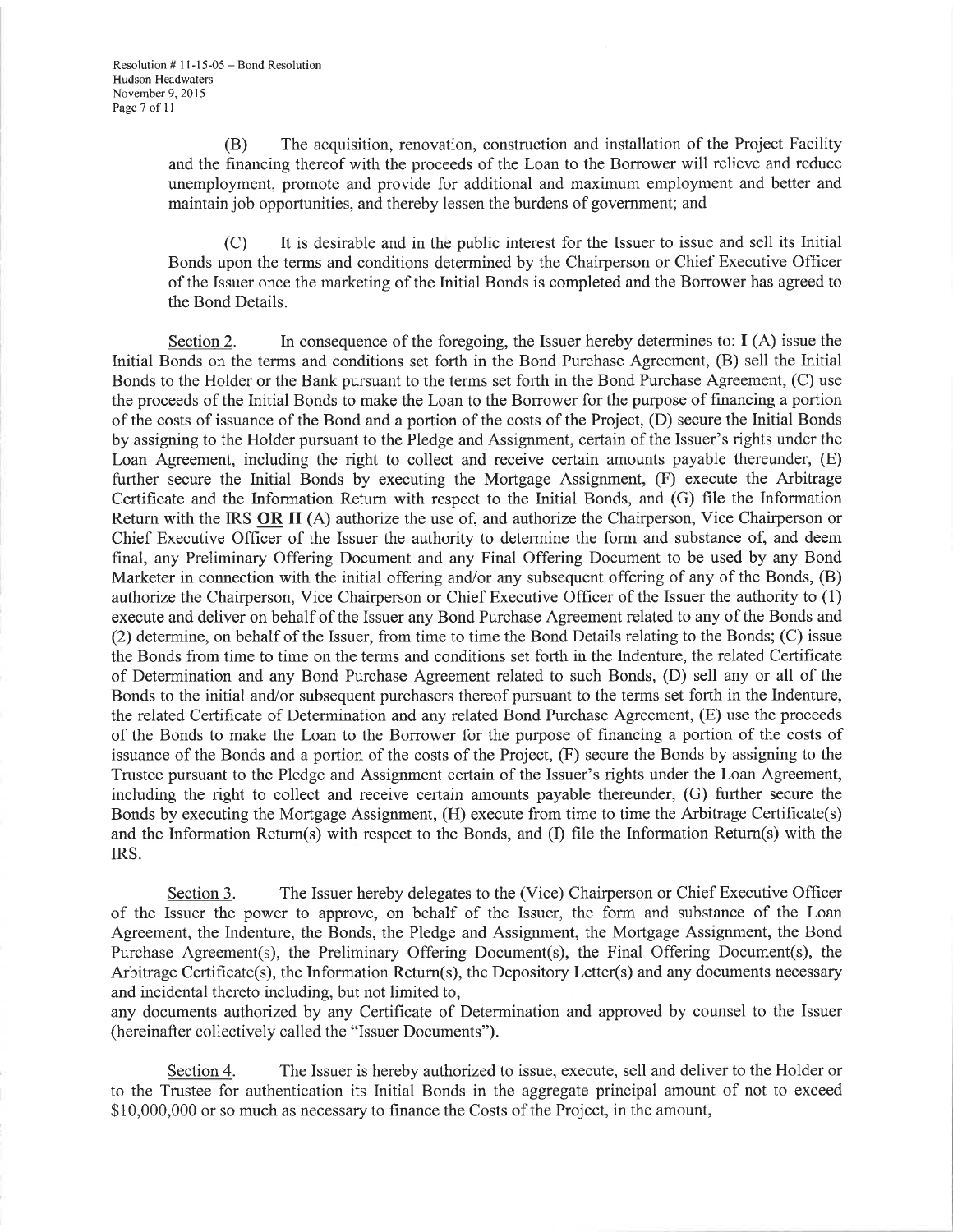(B) The acquisition, renovation, construction and installation of the Project Facility and the financing thereof with the proceeds of the Loan to the Borrower will relieve and reduce unemployment, promote and provide for additional and maximum employment and better and maintain job opportunities, and thereby lessen the burdens of government; and

(C) It is desirable and in the public interest for the Issuer to issue and sell its Initial Bonds upon the terms and conditions determined by the Chairperson or Chief Executive Officer of the Issuer once the marketing of the Initial Bonds is completed and the Borrower has agreed to the Bond Details.

Section 2. In consequence of the foregoing, the Issuer hereby determines to: **I** (A) issue the Initial Bonds on the terms and conditions set forth in the Bond Purchase Agreement, (B) sell the Initial Bonds to the Holder or the Bank pursuant to the terms set forth in the Bond Purchase Agreement, (C) use the proceeds of the Initial Bonds to make the Loan to the Borrower for the purpose of financing a portion of the costs of issuance of the Bond and a portion of the costs of the Project, (D) secure the Initial Bonds by assigning to the Holder pursuant to the Pledge and Assignment, certain of the Issuer's rights under the Loan Agreement, including the right to collect and receive certain amounts payable thereunder, (E) further secure the Initial Bonds by executing the Mortgage Assignment, (F) execute the Arbitrage Certificate and the Information Return with respect to the Initial Bonds, and (G) file the Information Return with the IRS **OR II** (A) authorize the use of, and authorize the Chairperson, Vice Chairperson or Chief Executive Officer of the Issuer the authority to determine the form and substance of, and deem final, any Preliminary Offering Document and any Final Offering Document to be used by any Bond Marketer in connection with the initial offering and/or any subsequent offering of any of the Bonds, (B) authorize the Chairperson, Vice Chairperson or Chief Executive Officer of the Issuer the authority to (1) execute and deliver on behalf of the Issuer any Bond Purchase Agreement related to any of the Bonds and (2) determine, on behalf of the Issuer, from time to time the Bond Details relating to the Bonds; (C) issue the Bonds from time to time on the terms and conditions set forth in the Indenture, the related Certificate of Determination and any Bond Purchase Agreement related to such Bonds, (D) sell any or all of the Bonds to the initial and/or subsequent purchasers thereof pursuant to the terms set forth in the Indenture, the related Certificate of Determination and any related Bond Purchase Agreement, (E) use the proceeds of the Bonds to make the Loan to the Borrower for the purpose of financing a portion of the costs of issuance of the Bonds and a portion of the costs of the Project, (F) secure the Bonds by assigning to the Trustee pursuant to the Pledge and Assignment certain of the Issuer's rights under the Loan Agreement, including the right to collect and receive certain amounts payable thereunder, (G) further secure the Bonds by executing the Mortgage Assignment, (H) execute from time to time the Arbitrage Certificate(s) and the Information Return(s) with respect to the Bonds, and (I) file the Information Return(s) with the IRS.

Section 3. The Issuer hereby delegates to the (Vice) Chairperson or Chief Executive Officer of the Issuer the power to approve, on behalf of the Issuer, the form and substance of the Loan Agreement, the Indenture, the Bonds, the Pledge and Assignment, the Mortgage Assignment, the Bond Purchase Agreement(s), the Preliminary Offering Document(s), the Final Offering Document(s), the Arbitrage Certificate(s), the Information Return(s), the Depository Letter(s) and any documents necessary and incidental thereto including, but not limited to,
any documents authorized by any Certificate of Determination and approved by counsel to the Issuer (hereinafter collectively called the "Issuer Documents").

Section 4. The Issuer is hereby authorized to issue, execute, sell and deliver to the Holder or to the Trustee for authentication its Initial Bonds in the aggregate principal amount of not to exceed \$10,000,000 or so much as necessary to finance the Costs of the Project, in the amount,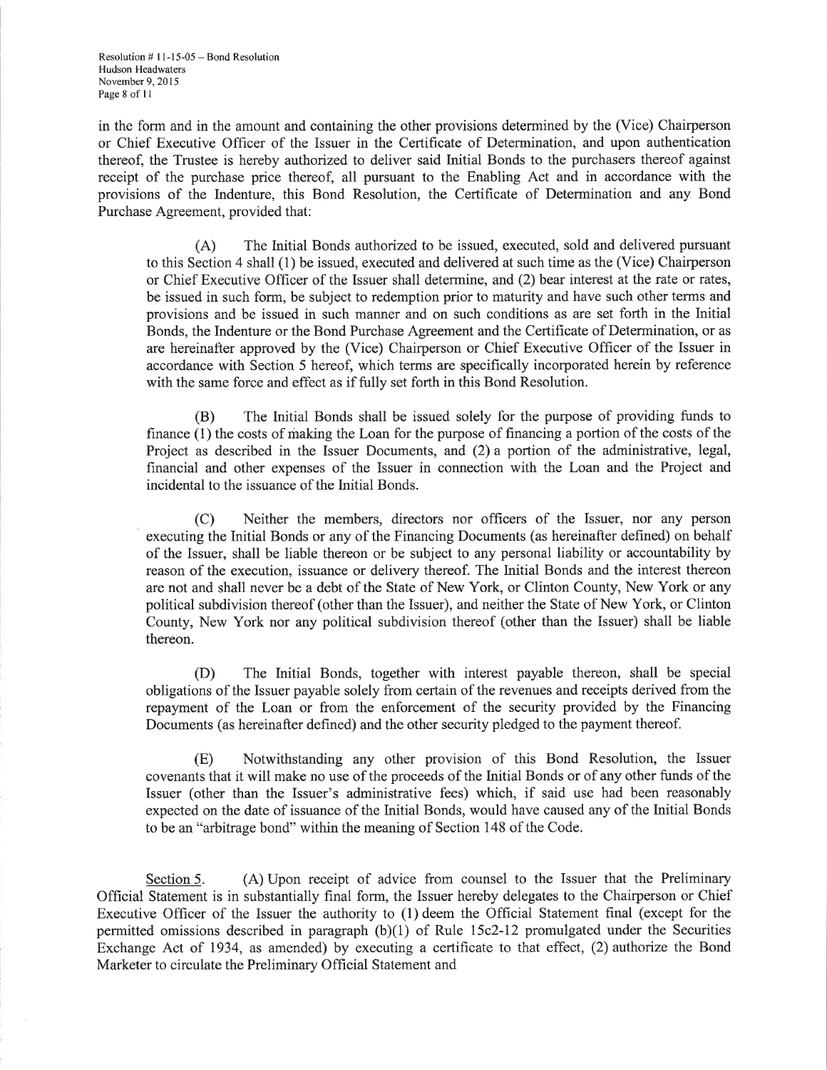in the form and in the amount and containing the other provisions determined by the (Vice) Chairperson or Chief Executive Officer of the Issuer in the Certificate of Determination, and upon authentication thereof, the Trustee is hereby authorized to deliver said Initial Bonds to the purchasers thereof against receipt of the purchase price thereof, all pursuant to the Enabling Act and in accordance with the provisions of the Indenture, this Bond Resolution, the Certificate of Determination and any Bond Purchase Agreement, provided that:

(A) The Initial Bonds authorized to be issued, executed, sold and delivered pursuant to this Section 4 shall (1) be issued, executed and delivered at such time as the (Vice) Chairperson or Chief Executive Officer of the Issuer shall determine, and (2) bear interest at the rate or rates, be issued in such form, be subject to redemption prior to maturity and have such other terms and provisions and be issued in such manner and on such conditions as are set forth in the Initial Bonds, the Indenture or the Bond Purchase Agreement and the Certificate of Determination, or as are hereinafter approved by the (Vice) Chairperson or Chief Executive Officer of the Issuer in accordance with Section 5 hereof, which terms are specifically incorporated herein by reference with the same force and effect as if fully set forth in this Bond Resolution.

(B) The Initial Bonds shall be issued solely for the purpose of providing funds to finance (1) the costs of making the Loan for the purpose of financing a portion of the costs of the Project as described in the Issuer Documents, and (2) a portion of the administrative, legal, financial and other expenses of the Issuer in connection with the Loan and the Project and incidental to the issuance of the Initial Bonds.

(C) Neither the members, directors nor officers of the Issuer, nor any person executing the Initial Bonds or any of the Financing Documents (as hereinafter defined) on behalf of the Issuer, shall be liable thereon or be subject to any personal liability or accountability by reason of the execution, issuance or delivery thereof. The Initial Bonds and the interest thereon are not and shall never be a debt of the State of New York, or Clinton County, New York or any political subdivision thereof (other than the Issuer), and neither the State of New York, or Clinton County, New York nor any political subdivision thereof (other than the Issuer) shall be liable thereon.

(D) The Initial Bonds, together with interest payable thereon, shall be special obligations of the Issuer payable solely from certain of the revenues and receipts derived from the repayment of the Loan or from the enforcement of the security provided by the Financing Documents (as hereinafter defined) and the other security pledged to the payment thereof.

(E) Notwithstanding any other provision of this Bond Resolution, the Issuer covenants that it will make no use of the proceeds of the Initial Bonds or of any other funds of the Issuer (other than the Issuer's administrative fees) which, if said use had been reasonably expected on the date of issuance of the Initial Bonds, would have caused any of the Initial Bonds to be an "arbitrage bond" within the meaning of Section 148 of the Code.

Section 5. (A) Upon receipt of advice from counsel to the Issuer that the Preliminary Official Statement is in substantially final form, the Issuer hereby delegates to the Chairperson or Chief Executive Officer of the Issuer the authority to (1) deem the Official Statement final (except for the permitted omissions described in paragraph (b)(1) of Rule 15c2-12 promulgated under the Securities Exchange Act of 1934, as amended) by executing a certificate to that effect, (2) authorize the Bond Marketer to circulate the Preliminary Official Statement and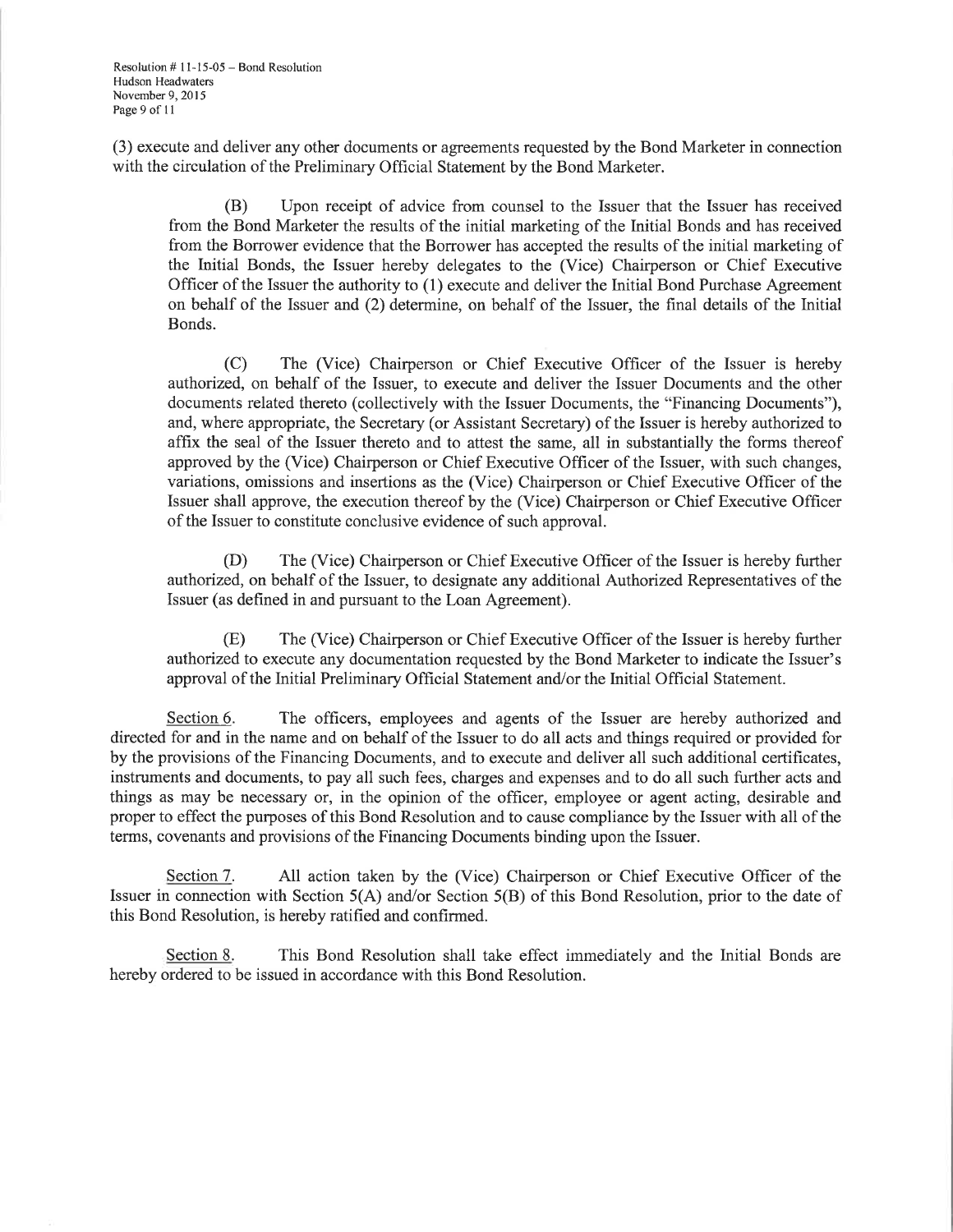(3) execute and deliver any other documents or agreements requested by the Bond Marketer in connection with the circulation of the Preliminary Official Statement by the Bond Marketer.

(B) Upon receipt of advice from counsel to the Issuer that the Issuer has received from the Bond Marketer the results of the initial marketing of the Initial Bonds and has received from the Borrower evidence that the Borrower has accepted the results of the initial marketing of the Initial Bonds, the Issuer hereby delegates to the (Vice) Chairperson or Chief Executive Officer of the Issuer the authority to (1) execute and deliver the Initial Bond Purchase Agreement on behalf of the Issuer and (2) determine, on behalf of the Issuer, the final details of the Initial Bonds.

(C) The (Vice) Chairperson or Chief Executive Officer of the Issuer is hereby authorized, on behalf of the Issuer, to execute and deliver the Issuer Documents and the other documents related thereto (collectively with the Issuer Documents, the "Financing Documents"), and, where appropriate, the Secretary (or Assistant Secretary) of the Issuer is hereby authorized to affix the seal of the Issuer thereto and to attest the same, all in substantially the forms thereof approved by the (Vice) Chairperson or Chief Executive Officer of the Issuer, with such changes, variations, omissions and insertions as the (Vice) Chairperson or Chief Executive Officer of the Issuer shall approve, the execution thereof by the (Vice) Chairperson or Chief Executive Officer of the Issuer to constitute conclusive evidence of such approval.

(D) The (Vice) Chairperson or Chief Executive Officer of the Issuer is hereby further authorized, on behalf of the Issuer, to designate any additional Authorized Representatives of the Issuer (as defined in and pursuant to the Loan Agreement).

(E) The (Vice) Chairperson or Chief Executive Officer of the Issuer is hereby further authorized to execute any documentation requested by the Bond Marketer to indicate the Issuer's approval of the Initial Preliminary Official Statement and/or the Initial Official Statement.

Section 6. The officers, employees and agents of the Issuer are hereby authorized and directed for and in the name and on behalf of the Issuer to do all acts and things required or provided for by the provisions of the Financing Documents, and to execute and deliver all such additional certificates, instruments and documents, to pay all such fees, charges and expenses and to do all such further acts and things as may be necessary or, in the opinion of the officer, employee or agent acting, desirable and proper to effect the purposes of this Bond Resolution and to cause compliance by the Issuer with all of the terms, covenants and provisions of the Financing Documents binding upon the Issuer.

Section 7. All action taken by the (Vice) Chairperson or Chief Executive Officer of the Issuer in connection with Section 5(A) and/or Section 5(B) of this Bond Resolution, prior to the date of this Bond Resolution, is hereby ratified and confirmed.

Section 8. This Bond Resolution shall take effect immediately and the Initial Bonds are hereby ordered to be issued in accordance with this Bond Resolution.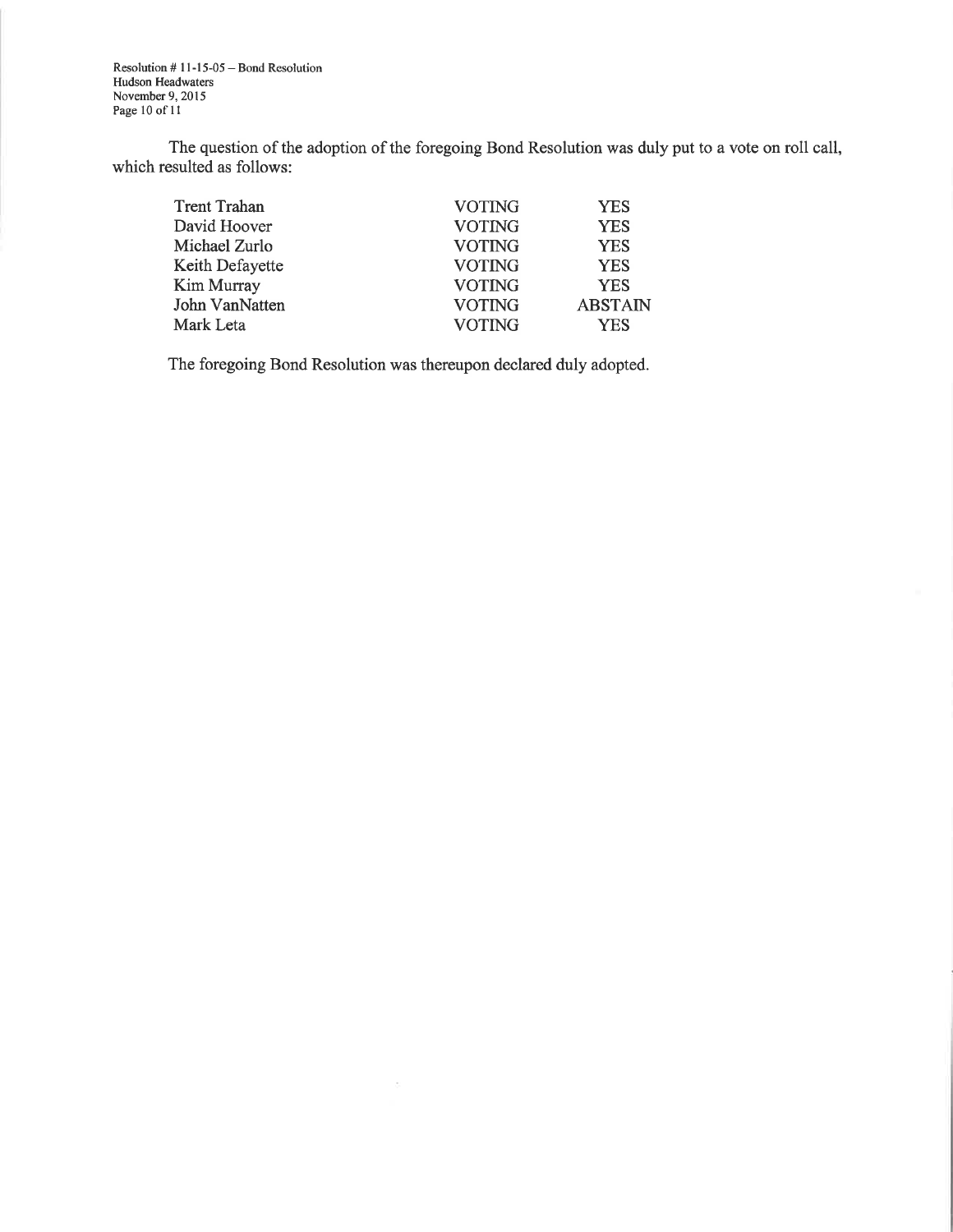The question of the adoption of the foregoing Bond Resolution was duly put to a vote on roll call, which resulted as follows:

| | | |
|---|---|---|
| Trent Trahan | VOTING | YES |
| David Hoover | VOTING | YES |
| Michael Zurlo | VOTING | YES |
| Keith Defayette | VOTING | YES |
| Kim Murray | VOTING | YES |
| John VanNatten | VOTING | ABSTAIN |
| Mark Leta | VOTING | YES |

The foregoing Bond Resolution was thereupon declared duly adopted.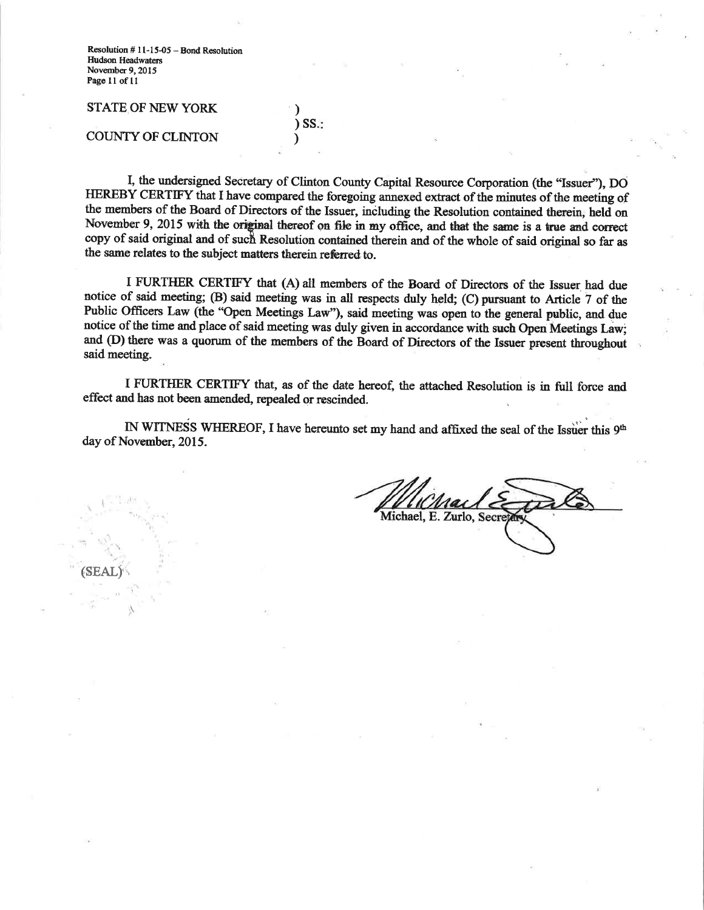STATE OF NEW YORK )
) SS.:
COUNTY OF CLINTON )

I, the undersigned Secretary of Clinton County Capital Resource Corporation (the "Issuer"), DO HEREBY CERTIFY that I have compared the foregoing annexed extract of the minutes of the meeting of the members of the Board of Directors of the Issuer, including the Resolution contained therein, held on November 9, 2015 with the original thereof on file in my office, and that the same is a true and correct copy of said original and of such Resolution contained therein and of the whole of said original so far as the same relates to the subject matters therein referred to.

I FURTHER CERTIFY that (A) all members of the Board of Directors of the Issuer had due notice of said meeting; (B) said meeting was in all respects duly held; (C) pursuant to Article 7 of the Public Officers Law (the "Open Meetings Law"), said meeting was open to the general public, and due notice of the time and place of said meeting was duly given in accordance with such Open Meetings Law; and (D) there was a quorum of the members of the Board of Directors of the Issuer present throughout said meeting.

I FURTHER CERTIFY that, as of the date hereof, the attached Resolution is in full force and effect and has not been amended, repealed or rescinded.

IN WITNESS WHEREOF, I have hereunto set my hand and affixed the seal of the Issuer this 9th day of November, 2015.

Michael, E. Zurlo, Secretary

(SEAL)